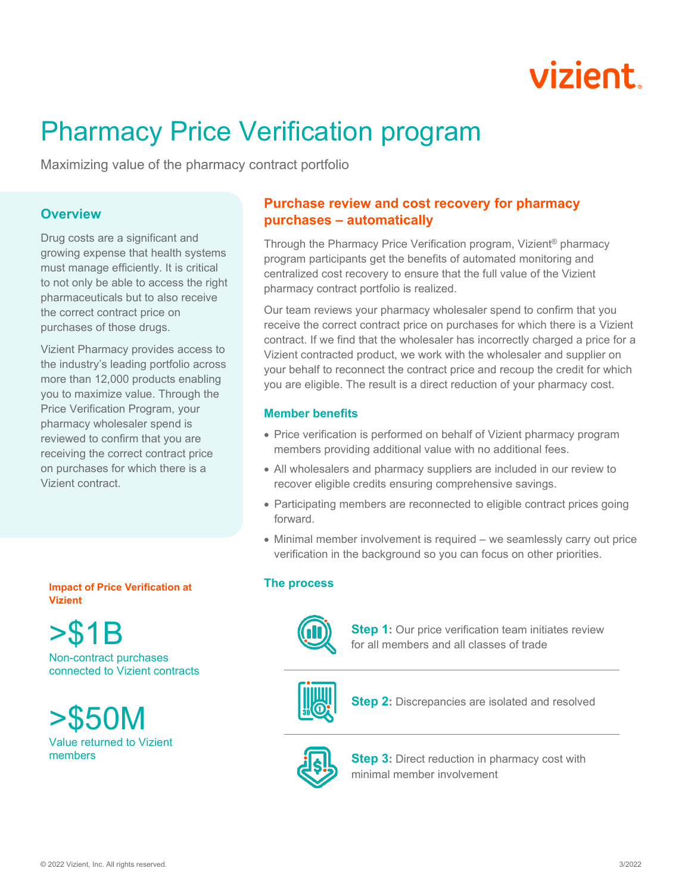vizient

# Pharmacy Price Verification program

Maximizing value of the pharmacy contract portfolio

## Overview

Drug costs are a significant and growing expense that health systems must manage efficiently. It is critical to not only be able to access the right pharmaceuticals but to also receive the correct contract price on purchases of those drugs.

Vizient Pharmacy provides access to the industry's leading portfolio across more than 12,000 products enabling you to maximize value. Through the Price Verification Program, your pharmacy wholesaler spend is reviewed to confirm that you are receiving the correct contract price on purchases for which there is a Vizient contract.

## Purchase review and cost recovery for pharmacy purchases – automatically

Through the Pharmacy Price Verification program, Vizient® pharmacy program participants get the benefits of automated monitoring and centralized cost recovery to ensure that the full value of the Vizient pharmacy contract portfolio is realized.

Our team reviews your pharmacy wholesaler spend to confirm that you receive the correct contract price on purchases for which there is a Vizient contract. If we find that the wholesaler has incorrectly charged a price for a Vizient contracted product, we work with the wholesaler and supplier on your behalf to reconnect the contract price and recoup the credit for which you are eligible. The result is a direct reduction of your pharmacy cost.

### Member benefits

- Price verification is performed on behalf of Vizient pharmacy program members providing additional value with no additional fees.
- All wholesalers and pharmacy suppliers are included in our review to recover eligible credits ensuring comprehensive savings.
- Participating members are reconnected to eligible contract prices going forward.
- Minimal member involvement is required – we seamlessly carry out price verification in the background so you can focus on other priorities.

### The process

**Step 1:** Our price verification team initiates review for all members and all classes of trade

**Step 2:** Discrepancies are isolated and resolved

**Step 3:** Direct reduction in pharmacy cost with minimal member involvement

### Impact of Price Verification at Vizient

**>$1B**
Non-contract purchases connected to Vizient contracts

**>$50M**
Value returned to Vizient members

© 2022 Vizient, Inc. All rights reserved. 3/2022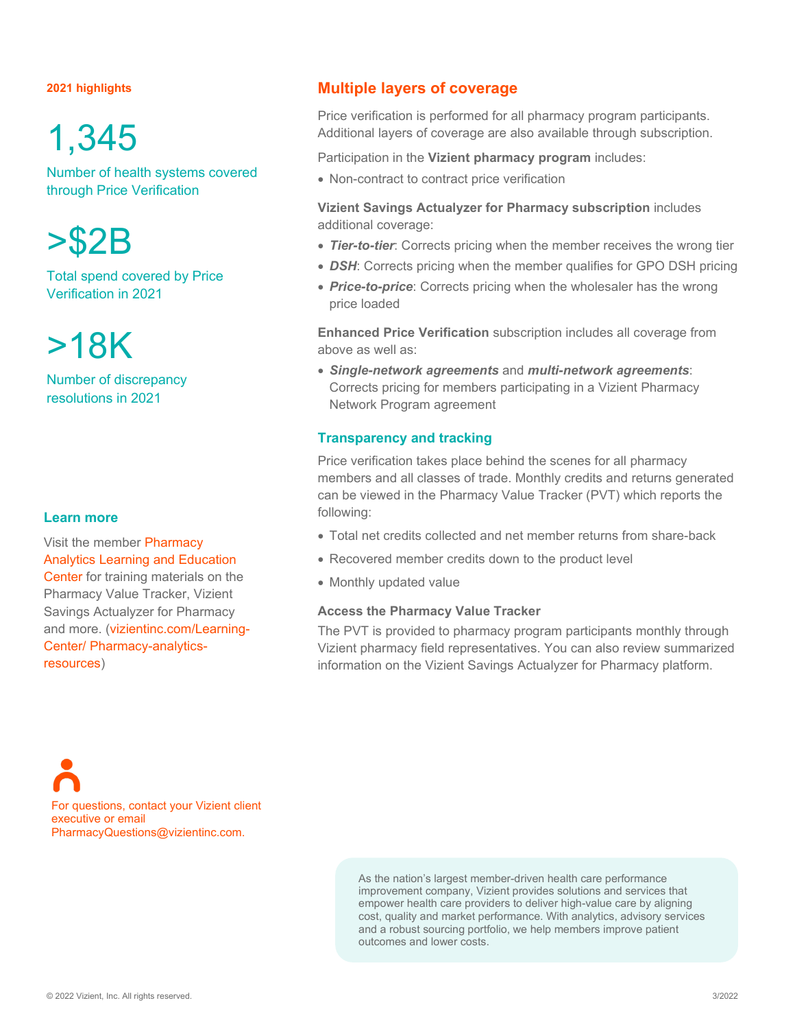**2021 highlights**

1,345

Number of health systems covered through Price Verification

>$2B

Total spend covered by Price Verification in 2021

>18K

Number of discrepancy resolutions in 2021

## Multiple layers of coverage

Price verification is performed for all pharmacy program participants. Additional layers of coverage are also available through subscription.

Participation in the **Vizient pharmacy program** includes:

- Non-contract to contract price verification

**Vizient Savings Actualyzer for Pharmacy subscription** includes additional coverage:

- ***Tier-to-tier***: Corrects pricing when the member receives the wrong tier
- ***DSH***: Corrects pricing when the member qualifies for GPO DSH pricing
- ***Price-to-price***: Corrects pricing when the wholesaler has the wrong price loaded

**Enhanced Price Verification** subscription includes all coverage from above as well as:

- ***Single-network agreements*** and ***multi-network agreements***: Corrects pricing for members participating in a Vizient Pharmacy Network Program agreement

### Transparency and tracking

Price verification takes place behind the scenes for all pharmacy members and all classes of trade. Monthly credits and returns generated can be viewed in the Pharmacy Value Tracker (PVT) which reports the following:

- Total net credits collected and net member returns from share-back
- Recovered member credits down to the product level
- Monthly updated value

**Access the Pharmacy Value Tracker**

The PVT is provided to pharmacy program participants monthly through Vizient pharmacy field representatives. You can also review summarized information on the Vizient Savings Actualyzer for Pharmacy platform.

### Learn more

Visit the member Pharmacy Analytics Learning and Education Center for training materials on the Pharmacy Value Tracker, Vizient Savings Actualyzer for Pharmacy and more. (vizientinc.com/Learning-Center/ Pharmacy-analytics-resources)

For questions, contact your Vizient client executive or email PharmacyQuestions@vizientinc.com.

As the nation's largest member-driven health care performance improvement company, Vizient provides solutions and services that empower health care providers to deliver high-value care by aligning cost, quality and market performance. With analytics, advisory services and a robust sourcing portfolio, we help members improve patient outcomes and lower costs.

© 2022 Vizient, Inc. All rights reserved.

3/2022